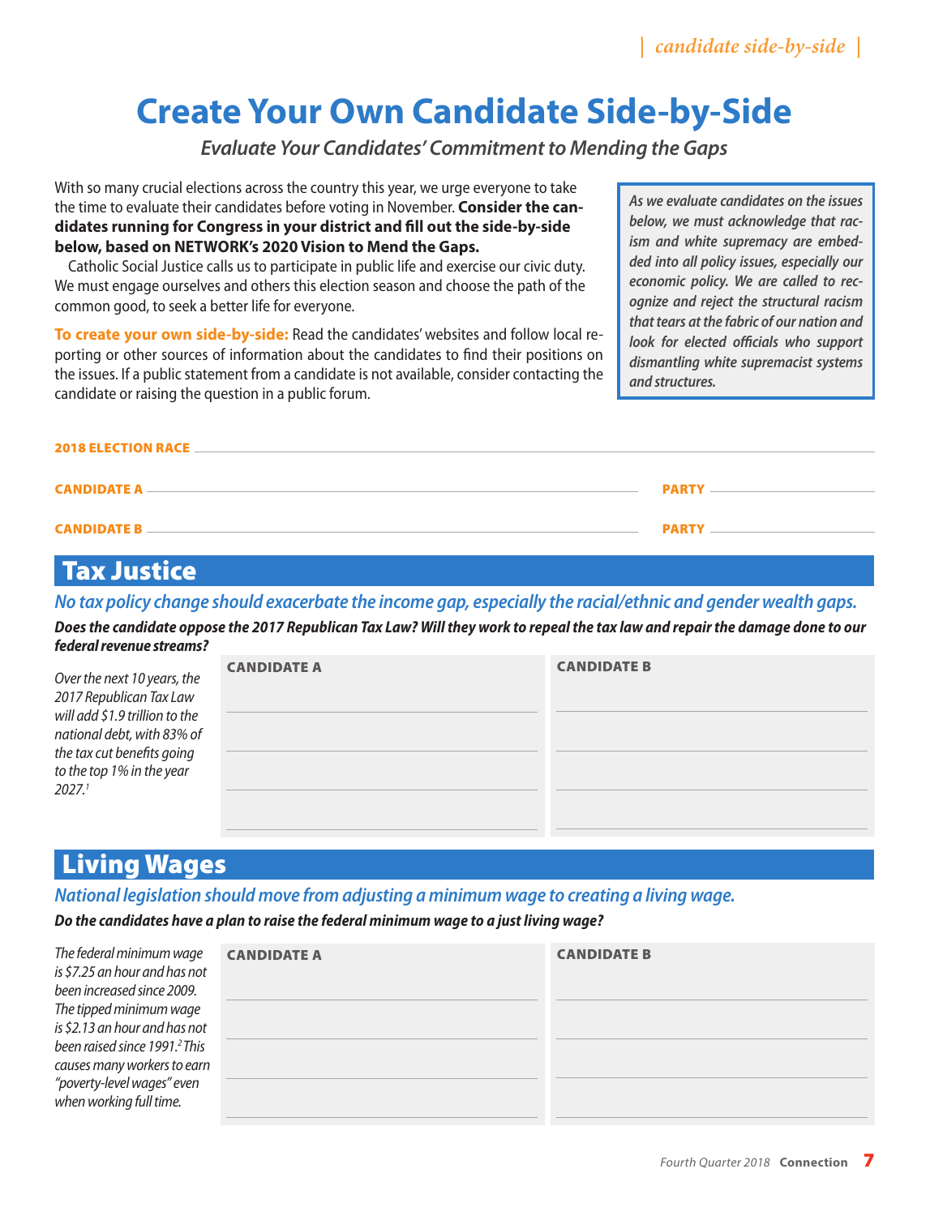# Create Your Own Candidate Side-by-Side

*Evaluate Your Candidates' Commitment to Mending the Gaps*

With so many crucial elections across the country this year, we urge everyone to take the time to evaluate their candidates before voting in November. **Consider the candidates running for Congress in your district and fill out the side-by-side below, based on NETWORK's 2020 Vision to Mend the Gaps.**

Catholic Social Justice calls us to participate in public life and exercise our civic duty. We must engage ourselves and others this election season and choose the path of the common good, to seek a better life for everyone.

**To create your own side-by-side:** Read the candidates' websites and follow local reporting or other sources of information about the candidates to find their positions on the issues. If a public statement from a candidate is not available, consider contacting the candidate or raising the question in a public forum.

> *As we evaluate candidates on the issues below, we must acknowledge that racism and white supremacy are embedded into all policy issues, especially our economic policy. We are called to recognize and reject the structural racism that tears at the fabric of our nation and look for elected officials who support dismantling white supremacist systems and structures.*

**2018 ELECTION RACE** ______________________________

**CANDIDATE A** ______________________________ **PARTY** ______________

**CANDIDATE B** ______________________________ **PARTY** ______________

## Tax Justice

*No tax policy change should exacerbate the income gap, especially the racial/ethnic and gender wealth gaps.*

***Does the candidate oppose the 2017 Republican Tax Law? Will they work to repeal the tax law and repair the damage done to our federal revenue streams?***

*Over the next 10 years, the 2017 Republican Tax Law will add $1.9 trillion to the national debt, with 83% of the tax cut benefits going to the top 1% in the year 2027.[1]*

| CANDIDATE A | CANDIDATE B |
|---|---|
| | |
| | |
| | |
| | |

## Living Wages

*National legislation should move from adjusting a minimum wage to creating a living wage.*

***Do the candidates have a plan to raise the federal minimum wage to a just living wage?***

*The federal minimum wage is $7.25 an hour and has not been increased since 2009. The tipped minimum wage is $2.13 an hour and has not been raised since 1991.[2] This causes many workers to earn "poverty-level wages" even when working full time.*

| CANDIDATE A | CANDIDATE B |
|---|---|
| | |
| | |
| | |
| | |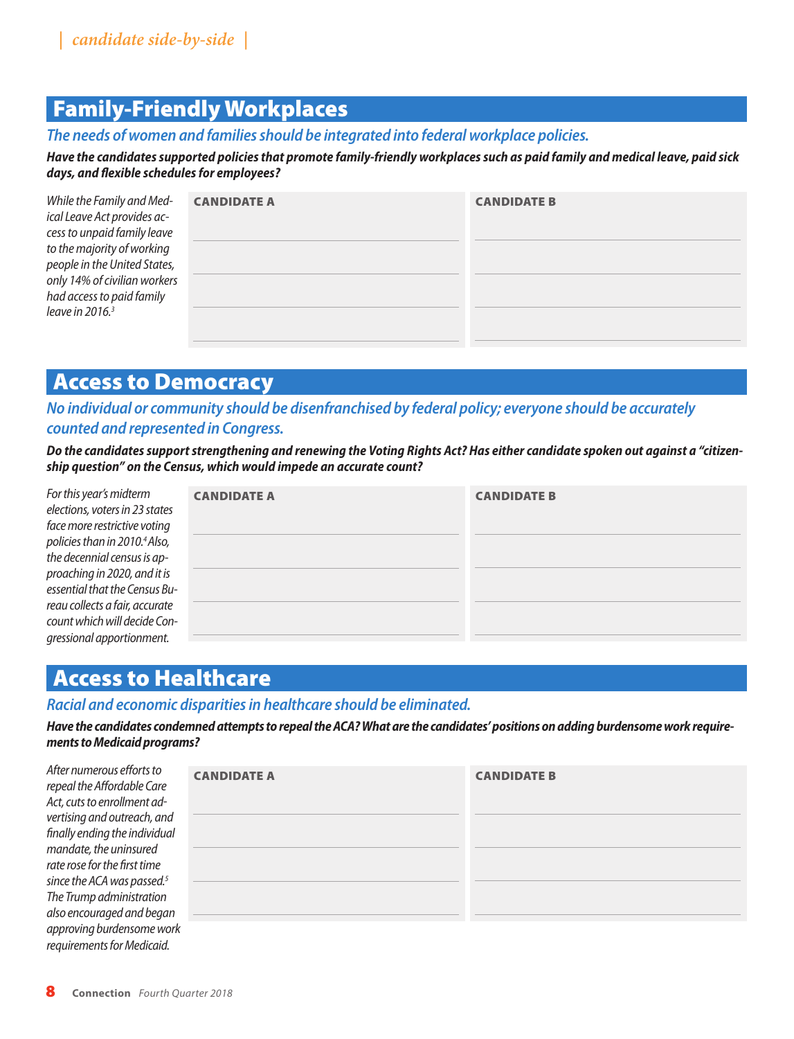## Family-Friendly Workplaces

*The needs of women and families should be integrated into federal workplace policies.*

***Have the candidates supported policies that promote family-friendly workplaces such as paid family and medical leave, paid sick days, and flexible schedules for employees?***

*While the Family and Medical Leave Act provides access to unpaid family leave to the majority of working people in the United States, only 14% of civilian workers had access to paid family leave in 2016.[3]*

| CANDIDATE A | CANDIDATE B |
|---|---|
| | |
| | |
| | |
| | |

## Access to Democracy

*No individual or community should be disenfranchised by federal policy; everyone should be accurately counted and represented in Congress.*

***Do the candidates support strengthening and renewing the Voting Rights Act? Has either candidate spoken out against a "citizenship question" on the Census, which would impede an accurate count?***

*For this year's midterm elections, voters in 23 states face more restrictive voting policies than in 2010.[4] Also, the decennial census is approaching in 2020, and it is essential that the Census Bureau collects a fair, accurate count which will decide Congressional apportionment.*

| CANDIDATE A | CANDIDATE B |
|---|---|
| | |
| | |
| | |
| | |

## Access to Healthcare

*Racial and economic disparities in healthcare should be eliminated.*

***Have the candidates condemned attempts to repeal the ACA? What are the candidates' positions on adding burdensome work requirements to Medicaid programs?***

*After numerous efforts to repeal the Affordable Care Act, cuts to enrollment advertising and outreach, and finally ending the individual mandate, the uninsured rate rose for the first time since the ACA was passed.[5] The Trump administration also encouraged and began approving burdensome work requirements for Medicaid.*

| CANDIDATE A | CANDIDATE B |
|---|---|
| | |
| | |
| | |
| | |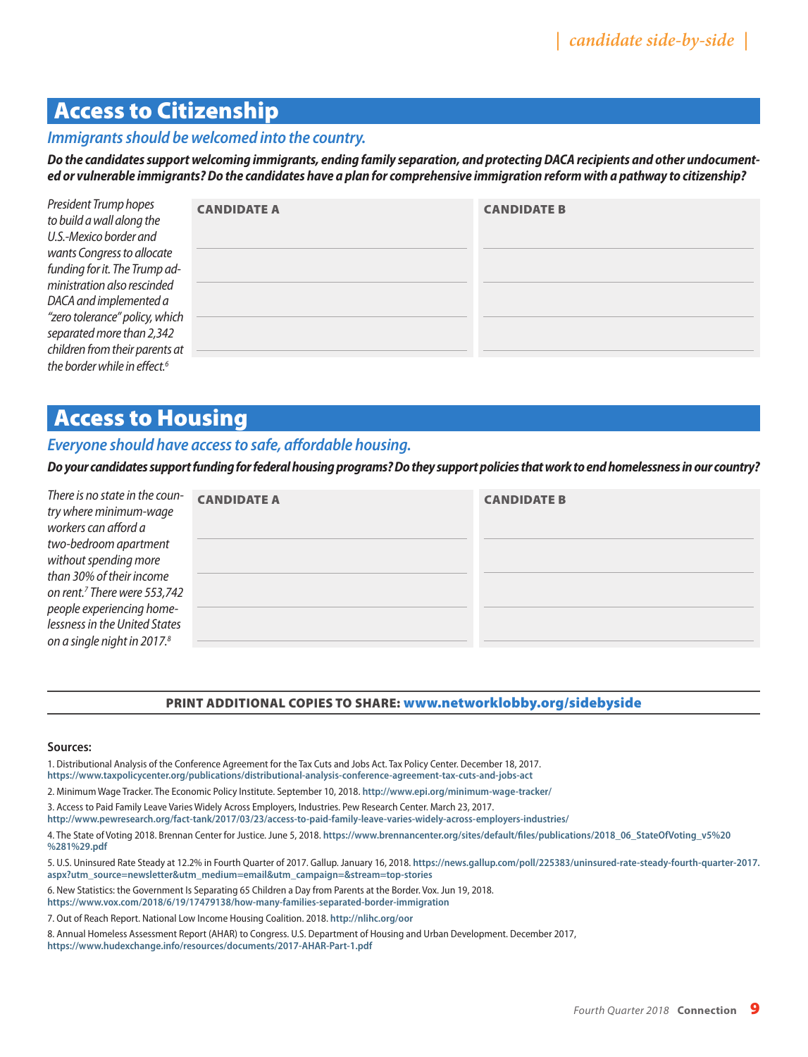## Access to Citizenship

### *Immigrants should be welcomed into the country.*

***Do the candidates support welcoming immigrants, ending family separation, and protecting DACA recipients and other undocumented or vulnerable immigrants? Do the candidates have a plan for comprehensive immigration reform with a pathway to citizenship?***

*President Trump hopes to build a wall along the U.S.-Mexico border and wants Congress to allocate funding for it. The Trump administration also rescinded DACA and implemented a "zero tolerance" policy, which separated more than 2,342 children from their parents at the border while in effect.[6]*

| CANDIDATE A | CANDIDATE B |
|---|---|
| | |
| | |
| | |
| | |

## Access to Housing

### *Everyone should have access to safe, affordable housing.*

***Do your candidates support funding for federal housing programs? Do they support policies that work to end homelessness in our country?***

*There is no state in the country where minimum-wage workers can afford a two-bedroom apartment without spending more than 30% of their income on rent.[7] There were 553,742 people experiencing homelessness in the United States on a single night in 2017.[8]*

| CANDIDATE A | CANDIDATE B |
|---|---|
| | |
| | |
| | |
| | |

**PRINT ADDITIONAL COPIES TO SHARE: www.networklobby.org/sidebyside**

**Sources:**

1. Distributional Analysis of the Conference Agreement for the Tax Cuts and Jobs Act. Tax Policy Center. December 18, 2017. **https://www.taxpolicycenter.org/publications/distributional-analysis-conference-agreement-tax-cuts-and-jobs-act**
2. Minimum Wage Tracker. The Economic Policy Institute. September 10, 2018. **http://www.epi.org/minimum-wage-tracker/**
3. Access to Paid Family Leave Varies Widely Across Employers, Industries. Pew Research Center. March 23, 2017. **http://www.pewresearch.org/fact-tank/2017/03/23/access-to-paid-family-leave-varies-widely-across-employers-industries/**
4. The State of Voting 2018. Brennan Center for Justice. June 5, 2018. **https://www.brennancenter.org/sites/default/files/publications/2018_06_StateOfVoting_v5%20%281%29.pdf**
5. U.S. Uninsured Rate Steady at 12.2% in Fourth Quarter of 2017. Gallup. January 16, 2018. **https://news.gallup.com/poll/225383/uninsured-rate-steady-fourth-quarter-2017.aspx?utm_source=newsletter&utm_medium=email&utm_campaign=&stream=top-stories**
6. New Statistics: the Government Is Separating 65 Children a Day from Parents at the Border. Vox. Jun 19, 2018. **https://www.vox.com/2018/6/19/17479138/how-many-families-separated-border-immigration**
7. Out of Reach Report. National Low Income Housing Coalition. 2018. **http://nlihc.org/oor**
8. Annual Homeless Assessment Report (AHAR) to Congress. U.S. Department of Housing and Urban Development. December 2017, **https://www.hudexchange.info/resources/documents/2017-AHAR-Part-1.pdf**